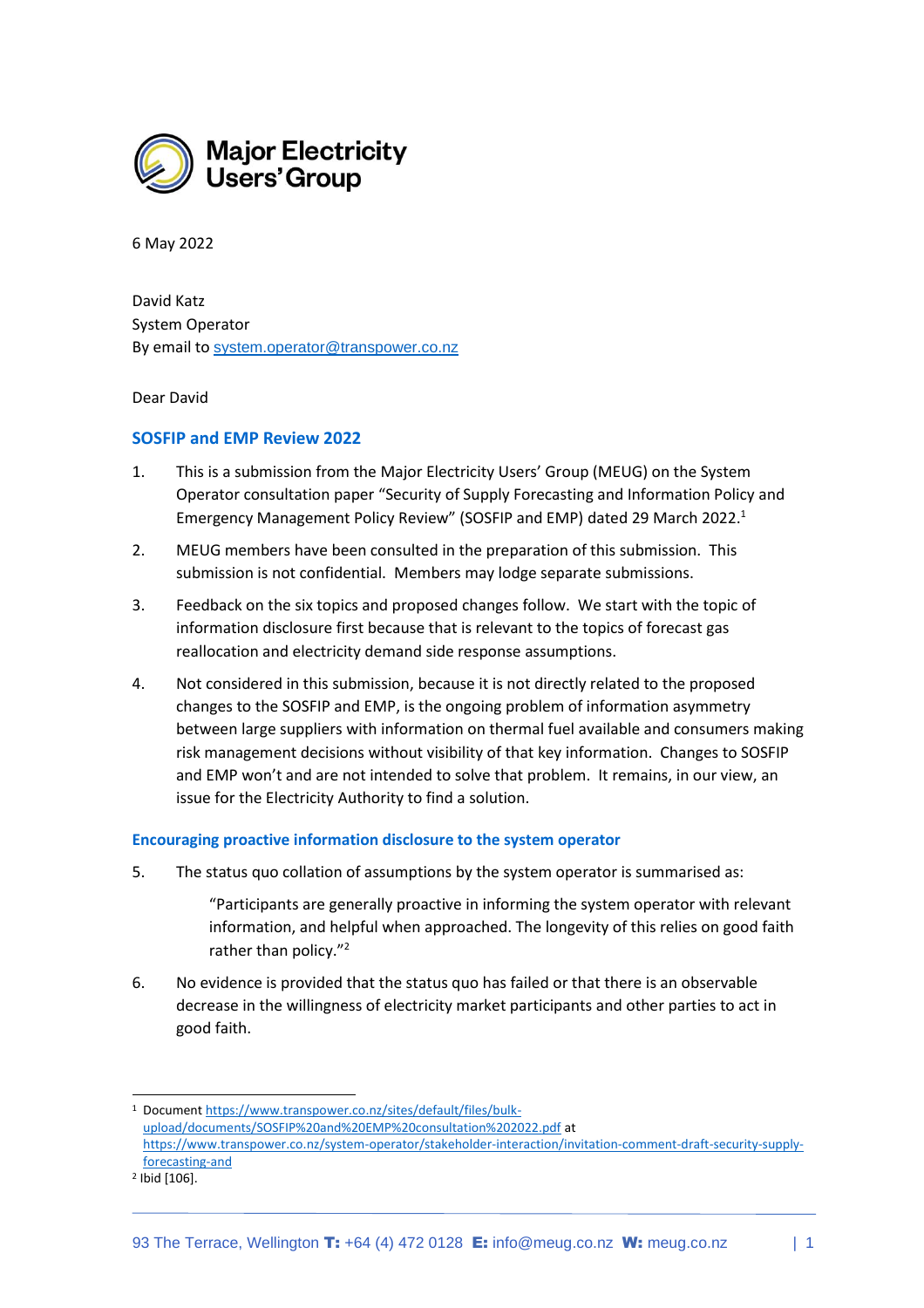Major Electricity Users' Group

6 May 2022

David Katz
System Operator
By email to system.operator@transpower.co.nz

Dear David

## SOSFIP and EMP Review 2022

1. This is a submission from the Major Electricity Users' Group (MEUG) on the System Operator consultation paper "Security of Supply Forecasting and Information Policy and Emergency Management Policy Review" (SOSFIP and EMP) dated 29 March 2022.[1]

2. MEUG members have been consulted in the preparation of this submission. This submission is not confidential. Members may lodge separate submissions.

3. Feedback on the six topics and proposed changes follow. We start with the topic of information disclosure first because that is relevant to the topics of forecast gas reallocation and electricity demand side response assumptions.

4. Not considered in this submission, because it is not directly related to the proposed changes to the SOSFIP and EMP, is the ongoing problem of information asymmetry between large suppliers with information on thermal fuel available and consumers making risk management decisions without visibility of that key information. Changes to SOSFIP and EMP won't and are not intended to solve that problem. It remains, in our view, an issue for the Electricity Authority to find a solution.

### Encouraging proactive information disclosure to the system operator

5. The status quo collation of assumptions by the system operator is summarised as:

   > "Participants are generally proactive in informing the system operator with relevant information, and helpful when approached. The longevity of this relies on good faith rather than policy."[2]

6. No evidence is provided that the status quo has failed or that there is an observable decrease in the willingness of electricity market participants and other parties to act in good faith.

---

[1] Document https://www.transpower.co.nz/sites/default/files/bulk-upload/documents/SOSFIP%20and%20EMP%20consultation%202022.pdf at https://www.transpower.co.nz/system-operator/stakeholder-interaction/invitation-comment-draft-security-supply-forecasting-and

[2] Ibid [106].

93 The Terrace, Wellington **T:** +64 (4) 472 0128 **E:** info@meug.co.nz **W:** meug.co.nz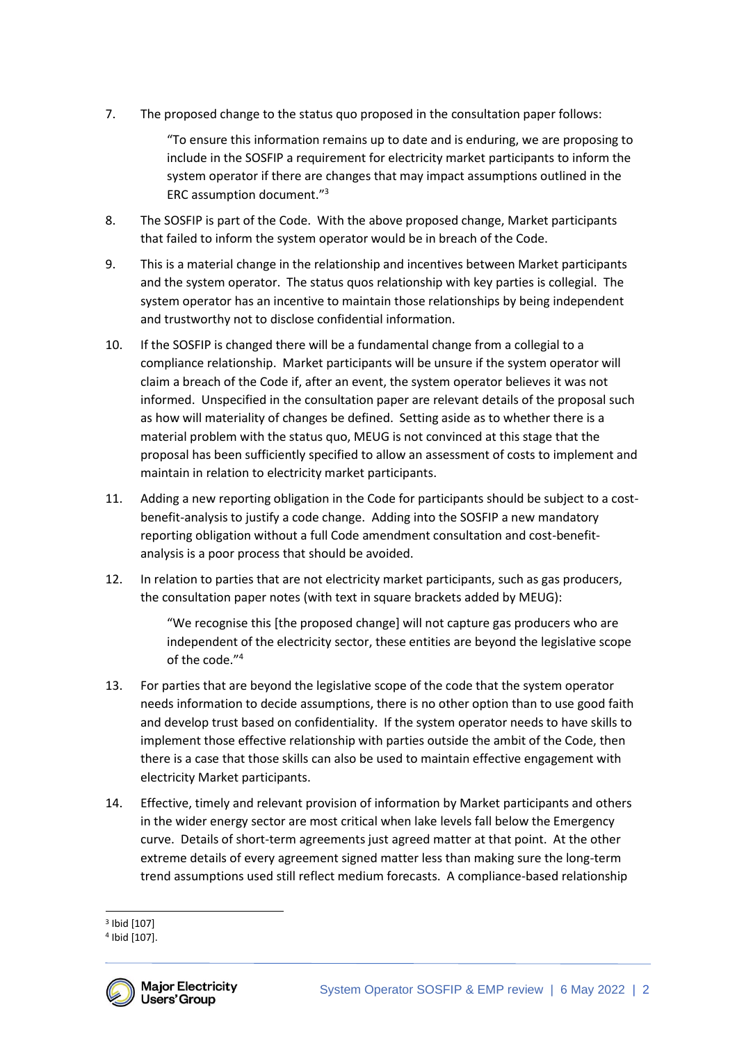7. The proposed change to the status quo proposed in the consultation paper follows:

   > "To ensure this information remains up to date and is enduring, we are proposing to include in the SOSFIP a requirement for electricity market participants to inform the system operator if there are changes that may impact assumptions outlined in the ERC assumption document."[3]

8. The SOSFIP is part of the Code. With the above proposed change, Market participants that failed to inform the system operator would be in breach of the Code.

9. This is a material change in the relationship and incentives between Market participants and the system operator. The status quos relationship with key parties is collegial. The system operator has an incentive to maintain those relationships by being independent and trustworthy not to disclose confidential information.

10. If the SOSFIP is changed there will be a fundamental change from a collegial to a compliance relationship. Market participants will be unsure if the system operator will claim a breach of the Code if, after an event, the system operator believes it was not informed. Unspecified in the consultation paper are relevant details of the proposal such as how will materiality of changes be defined. Setting aside as to whether there is a material problem with the status quo, MEUG is not convinced at this stage that the proposal has been sufficiently specified to allow an assessment of costs to implement and maintain in relation to electricity market participants.

11. Adding a new reporting obligation in the Code for participants should be subject to a cost-benefit-analysis to justify a code change. Adding into the SOSFIP a new mandatory reporting obligation without a full Code amendment consultation and cost-benefit-analysis is a poor process that should be avoided.

12. In relation to parties that are not electricity market participants, such as gas producers, the consultation paper notes (with text in square brackets added by MEUG):

   > "We recognise this [the proposed change] will not capture gas producers who are independent of the electricity sector, these entities are beyond the legislative scope of the code."[4]

13. For parties that are beyond the legislative scope of the code that the system operator needs information to decide assumptions, there is no other option than to use good faith and develop trust based on confidentiality. If the system operator needs to have skills to implement those effective relationship with parties outside the ambit of the Code, then there is a case that those skills can also be used to maintain effective engagement with electricity Market participants.

14. Effective, timely and relevant provision of information by Market participants and others in the wider energy sector are most critical when lake levels fall below the Emergency curve. Details of short-term agreements just agreed matter at that point. At the other extreme details of every agreement signed matter less than making sure the long-term trend assumptions used still reflect medium forecasts. A compliance-based relationship

---

[3] Ibid [107]

[4] Ibid [107].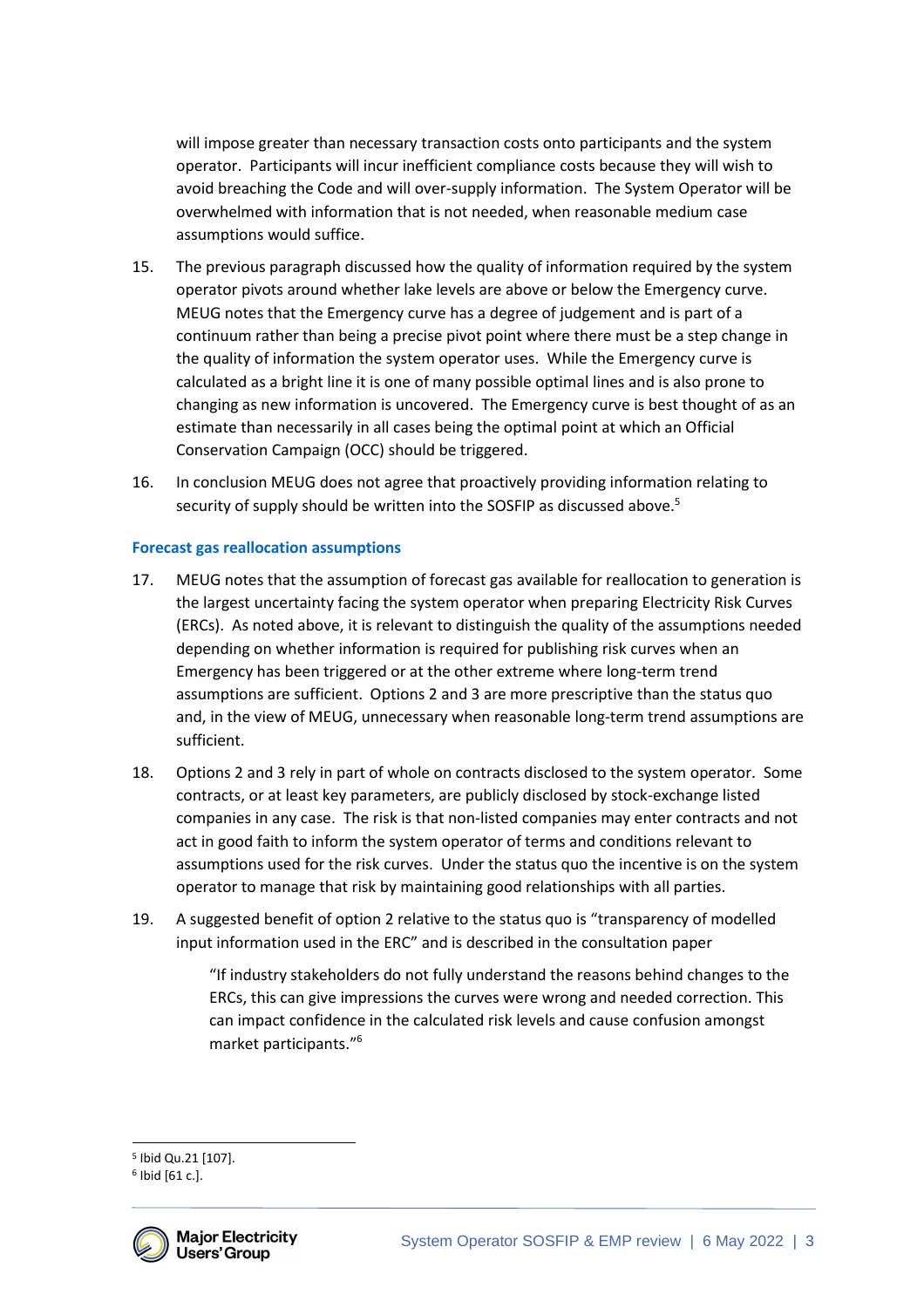will impose greater than necessary transaction costs onto participants and the system operator. Participants will incur inefficient compliance costs because they will wish to avoid breaching the Code and will over-supply information. The System Operator will be overwhelmed with information that is not needed, when reasonable medium case assumptions would suffice.

15. The previous paragraph discussed how the quality of information required by the system operator pivots around whether lake levels are above or below the Emergency curve. MEUG notes that the Emergency curve has a degree of judgement and is part of a continuum rather than being a precise pivot point where there must be a step change in the quality of information the system operator uses. While the Emergency curve is calculated as a bright line it is one of many possible optimal lines and is also prone to changing as new information is uncovered. The Emergency curve is best thought of as an estimate than necessarily in all cases being the optimal point at which an Official Conservation Campaign (OCC) should be triggered.

16. In conclusion MEUG does not agree that proactively providing information relating to security of supply should be written into the SOSFIP as discussed above.[5]

### Forecast gas reallocation assumptions

17. MEUG notes that the assumption of forecast gas available for reallocation to generation is the largest uncertainty facing the system operator when preparing Electricity Risk Curves (ERCs). As noted above, it is relevant to distinguish the quality of the assumptions needed depending on whether information is required for publishing risk curves when an Emergency has been triggered or at the other extreme where long-term trend assumptions are sufficient. Options 2 and 3 are more prescriptive than the status quo and, in the view of MEUG, unnecessary when reasonable long-term trend assumptions are sufficient.

18. Options 2 and 3 rely in part of whole on contracts disclosed to the system operator. Some contracts, or at least key parameters, are publicly disclosed by stock-exchange listed companies in any case. The risk is that non-listed companies may enter contracts and not act in good faith to inform the system operator of terms and conditions relevant to assumptions used for the risk curves. Under the status quo the incentive is on the system operator to manage that risk by maintaining good relationships with all parties.

19. A suggested benefit of option 2 relative to the status quo is "transparency of modelled input information used in the ERC" and is described in the consultation paper

> "If industry stakeholders do not fully understand the reasons behind changes to the ERCs, this can give impressions the curves were wrong and needed correction. This can impact confidence in the calculated risk levels and cause confusion amongst market participants."[6]

---

[5] Ibid Qu.21 [107].

[6] Ibid [61 c.].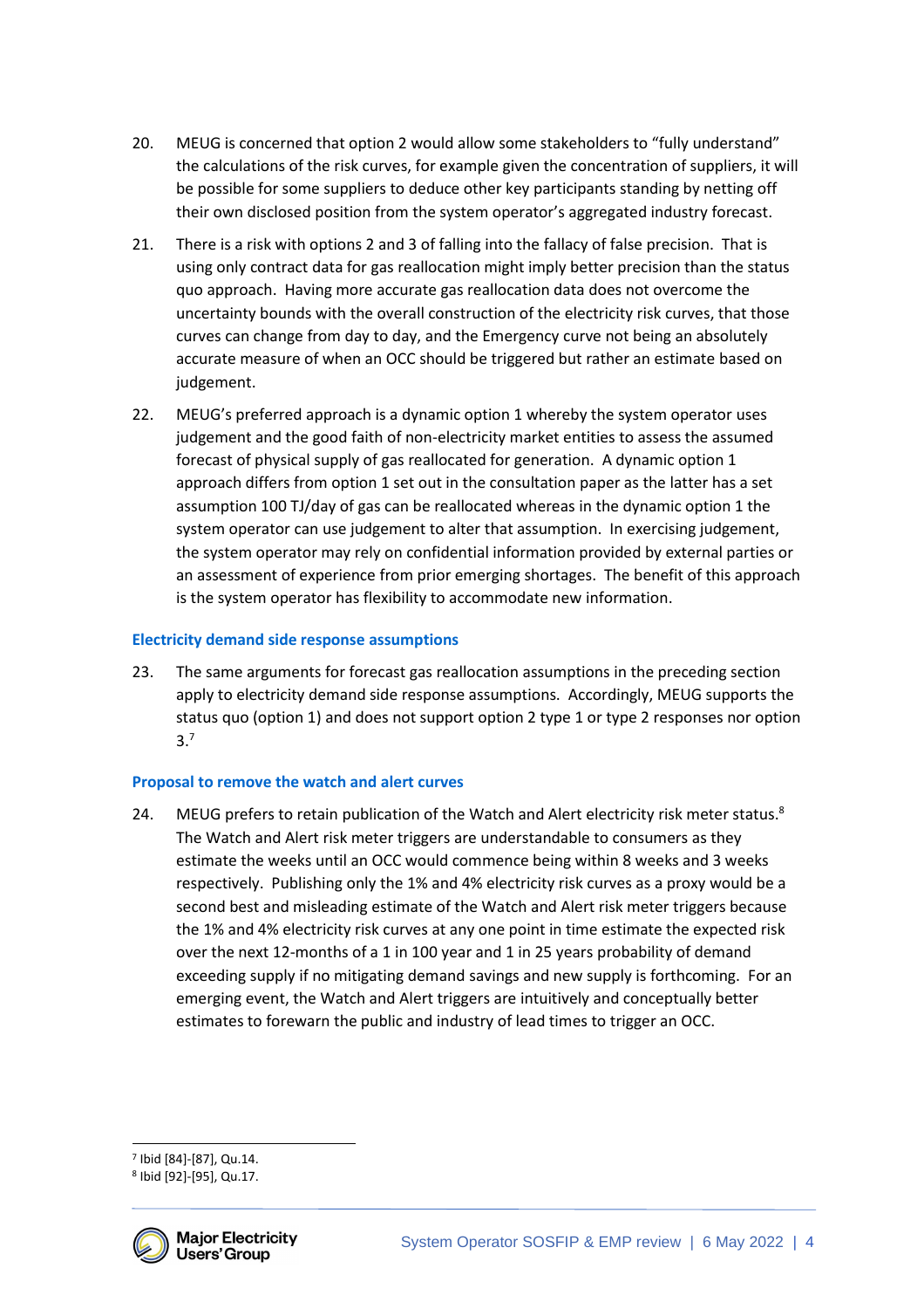20. MEUG is concerned that option 2 would allow some stakeholders to "fully understand" the calculations of the risk curves, for example given the concentration of suppliers, it will be possible for some suppliers to deduce other key participants standing by netting off their own disclosed position from the system operator's aggregated industry forecast.

21. There is a risk with options 2 and 3 of falling into the fallacy of false precision. That is using only contract data for gas reallocation might imply better precision than the status quo approach. Having more accurate gas reallocation data does not overcome the uncertainty bounds with the overall construction of the electricity risk curves, that those curves can change from day to day, and the Emergency curve not being an absolutely accurate measure of when an OCC should be triggered but rather an estimate based on judgement.

22. MEUG's preferred approach is a dynamic option 1 whereby the system operator uses judgement and the good faith of non-electricity market entities to assess the assumed forecast of physical supply of gas reallocated for generation. A dynamic option 1 approach differs from option 1 set out in the consultation paper as the latter has a set assumption 100 TJ/day of gas can be reallocated whereas in the dynamic option 1 the system operator can use judgement to alter that assumption. In exercising judgement, the system operator may rely on confidential information provided by external parties or an assessment of experience from prior emerging shortages. The benefit of this approach is the system operator has flexibility to accommodate new information.

### Electricity demand side response assumptions

23. The same arguments for forecast gas reallocation assumptions in the preceding section apply to electricity demand side response assumptions. Accordingly, MEUG supports the status quo (option 1) and does not support option 2 type 1 or type 2 responses nor option 3.[7]

### Proposal to remove the watch and alert curves

24. MEUG prefers to retain publication of the Watch and Alert electricity risk meter status.[8] The Watch and Alert risk meter triggers are understandable to consumers as they estimate the weeks until an OCC would commence being within 8 weeks and 3 weeks respectively. Publishing only the 1% and 4% electricity risk curves as a proxy would be a second best and misleading estimate of the Watch and Alert risk meter triggers because the 1% and 4% electricity risk curves at any one point in time estimate the expected risk over the next 12-months of a 1 in 100 year and 1 in 25 years probability of demand exceeding supply if no mitigating demand savings and new supply is forthcoming. For an emerging event, the Watch and Alert triggers are intuitively and conceptually better estimates to forewarn the public and industry of lead times to trigger an OCC.

---

[7] Ibid [84]-[87], Qu.14.

[8] Ibid [92]-[95], Qu.17.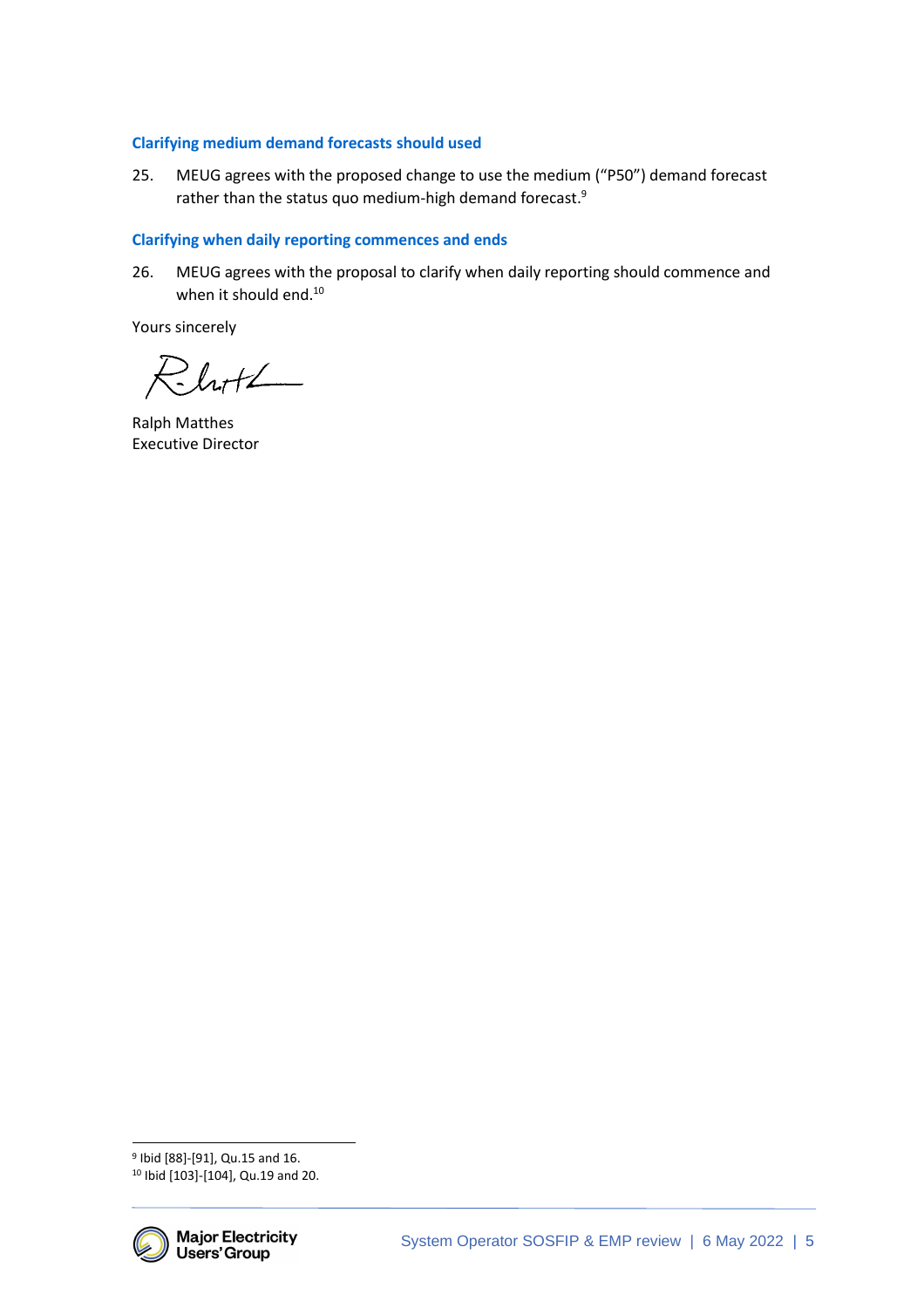### Clarifying medium demand forecasts should used

25. MEUG agrees with the proposed change to use the medium ("P50") demand forecast rather than the status quo medium-high demand forecast.[9]

### Clarifying when daily reporting commences and ends

26. MEUG agrees with the proposal to clarify when daily reporting should commence and when it should end.[10]

Yours sincerely

Ralph Matthes
Executive Director

[9] Ibid [88]-[91], Qu.15 and 16.
[10] Ibid [103]-[104], Qu.19 and 20.